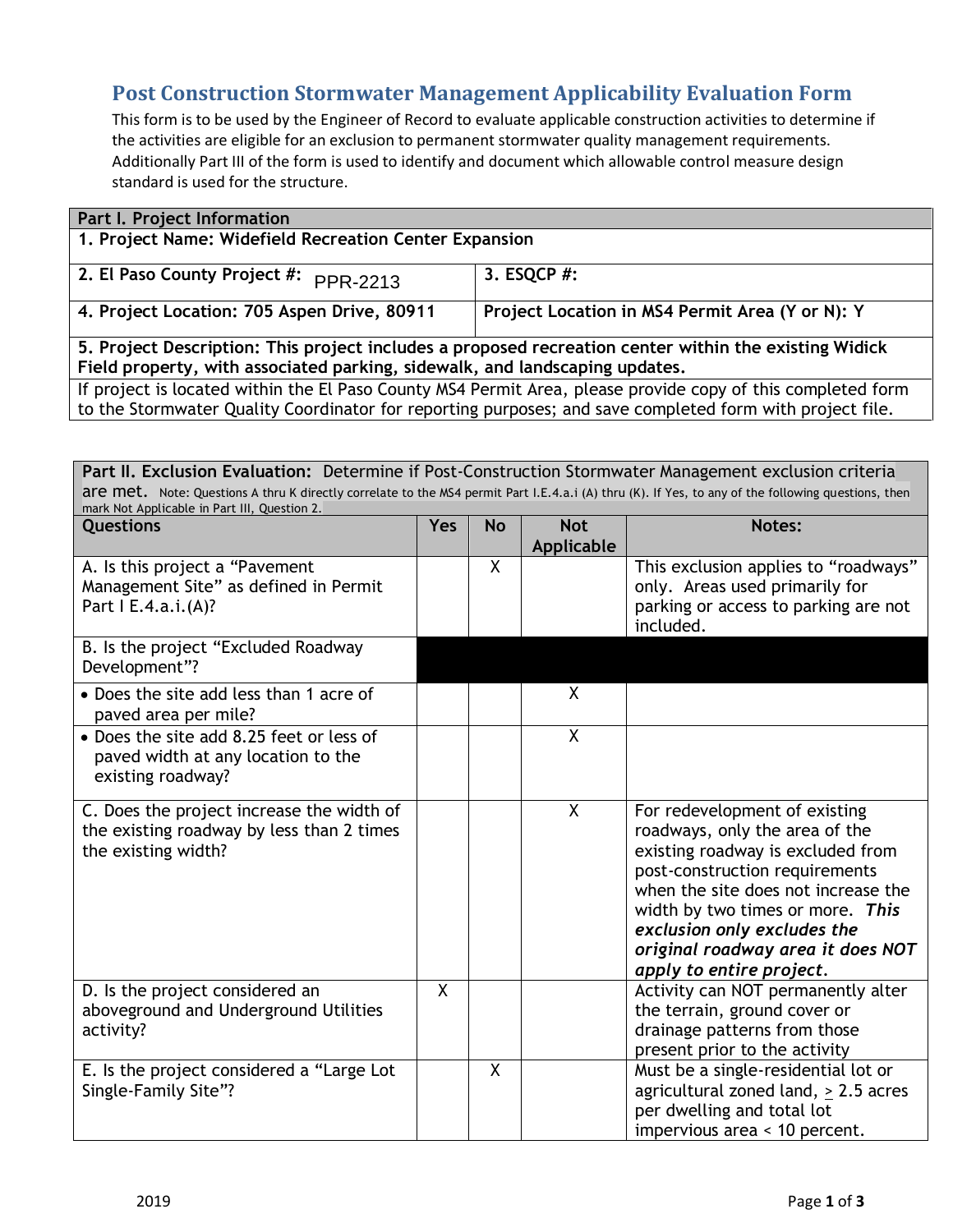# Post Construction Stormwater Management Applicability Evaluation Form

This form is to be used by the Engineer of Record to evaluate applicable construction activities to determine if the activities are eligible for an exclusion to permanent stormwater quality management requirements. Additionally Part III of the form is used to identify and document which allowable control measure design standard is used for the structure.

| **Part I. Project Information** | |
|---|---|
| **1. Project Name: Widefield Recreation Center Expansion** | |
| **2. El Paso County Project #:** PPR-2213 | **3. ESQCP #:** |
| **4. Project Location: 705 Aspen Drive, 80911** | **Project Location in MS4 Permit Area (Y or N): Y** |
| **5. Project Description: This project includes a proposed recreation center within the existing Widick Field property, with associated parking, sidewalk, and landscaping updates.** | |
| If project is located within the El Paso County MS4 Permit Area, please provide copy of this completed form to the Stormwater Quality Coordinator for reporting purposes; and save completed form with project file. | |

**Part II. Exclusion Evaluation:** Determine if Post-Construction Stormwater Management exclusion criteria are met. Note: Questions A thru K directly correlate to the MS4 permit Part I.E.4.a.i (A) thru (K). If Yes, to any of the following questions, then mark Not Applicable in Part III, Question 2.

| Questions | Yes | No | Not Applicable | Notes: |
|---|---|---|---|---|
| A. Is this project a "Pavement Management Site" as defined in Permit Part I E.4.a.i.(A)? | | X | | This exclusion applies to "roadways" only. Areas used primarily for parking or access to parking are not included. |
| B. Is the project "Excluded Roadway Development"? | | | | |
| • Does the site add less than 1 acre of paved area per mile? | | | X | |
| • Does the site add 8.25 feet or less of paved width at any location to the existing roadway? | | | X | |
| C. Does the project increase the width of the existing roadway by less than 2 times the existing width? | | | X | For redevelopment of existing roadways, only the area of the existing roadway is excluded from post-construction requirements when the site does not increase the width by two times or more. ***This exclusion only excludes the original roadway area it does NOT apply to entire project.*** |
| D. Is the project considered an aboveground and Underground Utilities activity? | X | | | Activity can NOT permanently alter the terrain, ground cover or drainage patterns from those present prior to the activity |
| E. Is the project considered a "Large Lot Single-Family Site"? | | X | | Must be a single-residential lot or agricultural zoned land, ≥ 2.5 acres per dwelling and total lot impervious area < 10 percent. |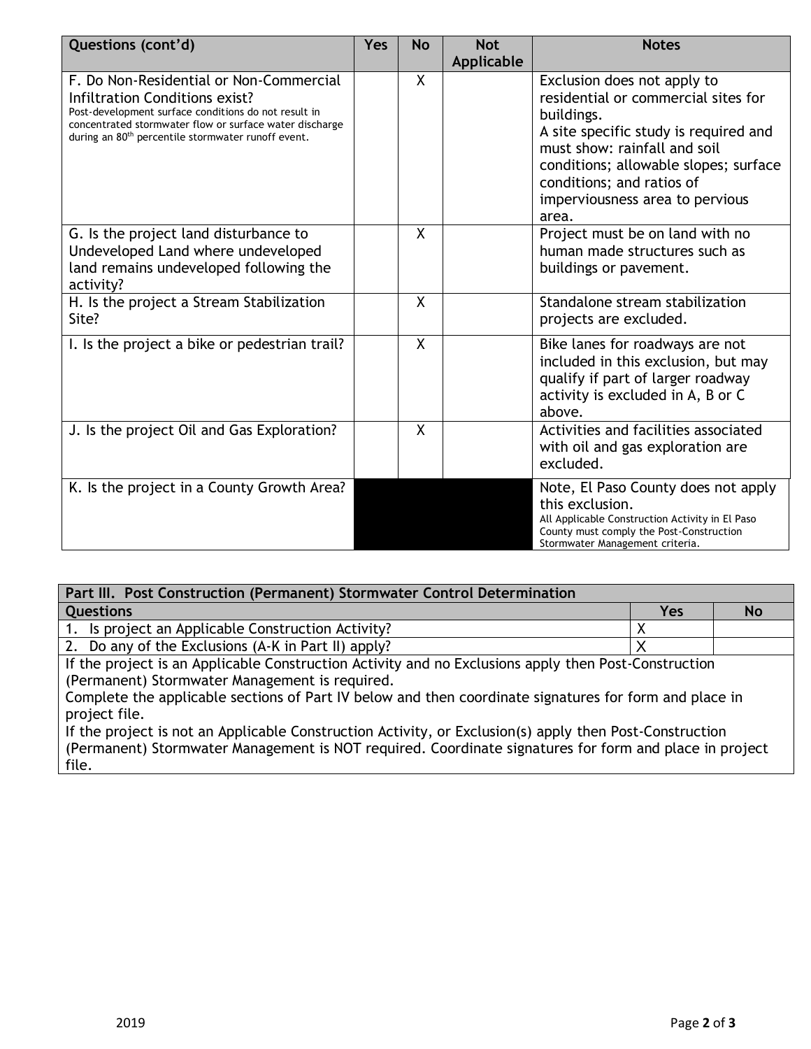| Questions (cont'd) | Yes | No | Not Applicable | Notes |
|---|---|---|---|---|
| F. Do Non-Residential or Non-Commercial Infiltration Conditions exist? Post-development surface conditions do not result in concentrated stormwater flow or surface water discharge during an 80th percentile stormwater runoff event. | | X | | Exclusion does not apply to residential or commercial sites for buildings. A site specific study is required and must show: rainfall and soil conditions; allowable slopes; surface conditions; and ratios of imperviousness area to pervious area. |
| G. Is the project land disturbance to Undeveloped Land where undeveloped land remains undeveloped following the activity? | | X | | Project must be on land with no human made structures such as buildings or pavement. |
| H. Is the project a Stream Stabilization Site? | | X | | Standalone stream stabilization projects are excluded. |
| I. Is the project a bike or pedestrian trail? | | X | | Bike lanes for roadways are not included in this exclusion, but may qualify if part of larger roadway activity is excluded in A, B or C above. |
| J. Is the project Oil and Gas Exploration? | | X | | Activities and facilities associated with oil and gas exploration are excluded. |
| K. Is the project in a County Growth Area? | | | | Note, El Paso County does not apply this exclusion. All Applicable Construction Activity in El Paso County must comply the Post-Construction Stormwater Management criteria. |

| Part III. Post Construction (Permanent) Stormwater Control Determination | | |
|---|---|---|
| **Questions** | **Yes** | **No** |
| 1. Is project an Applicable Construction Activity? | X | |
| 2. Do any of the Exclusions (A-K in Part II) apply? | X | |

If the project is an Applicable Construction Activity and no Exclusions apply then Post-Construction (Permanent) Stormwater Management is required.
Complete the applicable sections of Part IV below and then coordinate signatures for form and place in project file.
If the project is not an Applicable Construction Activity, or Exclusion(s) apply then Post-Construction (Permanent) Stormwater Management is NOT required. Coordinate signatures for form and place in project file.

2019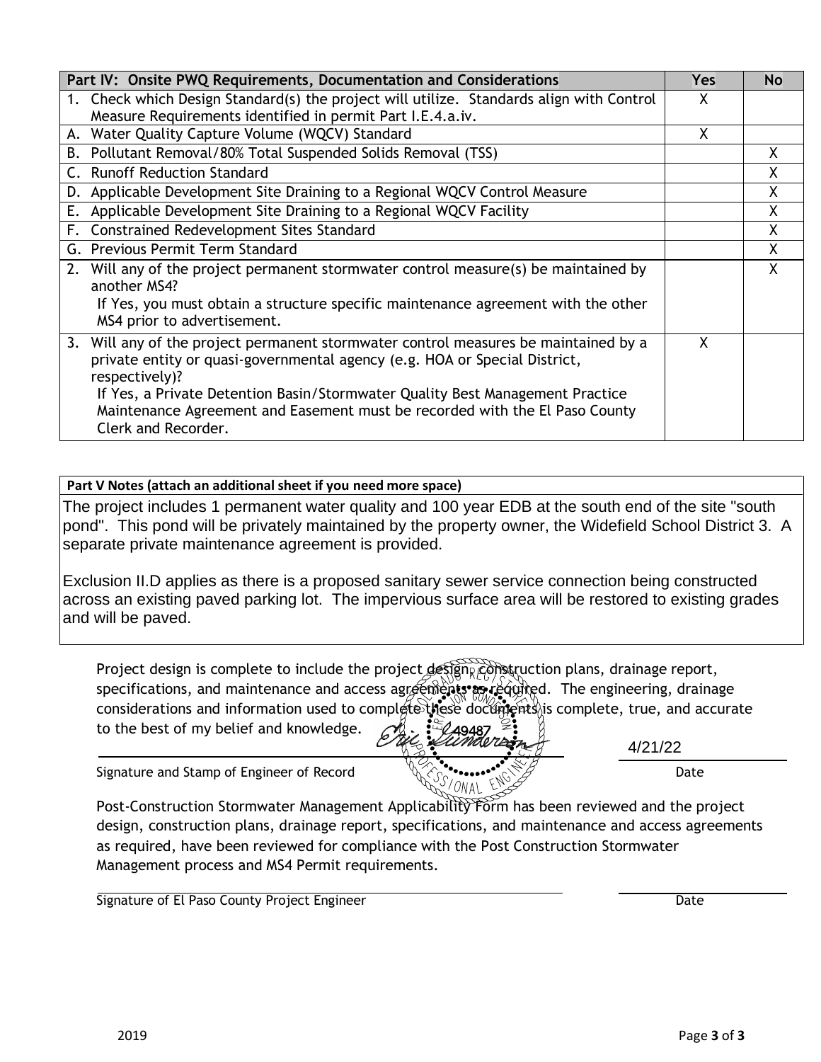| Part IV: Onsite PWQ Requirements, Documentation and Considerations | Yes | No |
|---|---|---|
| 1. Check which Design Standard(s) the project will utilize. Standards align with Control Measure Requirements identified in permit Part I.E.4.a.iv. | X | |
| A. Water Quality Capture Volume (WQCV) Standard | X | |
| B. Pollutant Removal/80% Total Suspended Solids Removal (TSS) | | X |
| C. Runoff Reduction Standard | | X |
| D. Applicable Development Site Draining to a Regional WQCV Control Measure | | X |
| E. Applicable Development Site Draining to a Regional WQCV Facility | | X |
| F. Constrained Redevelopment Sites Standard | | X |
| G. Previous Permit Term Standard | | X |
| 2. Will any of the project permanent stormwater control measure(s) be maintained by another MS4? If Yes, you must obtain a structure specific maintenance agreement with the other MS4 prior to advertisement. | | X |
| 3. Will any of the project permanent stormwater control measures be maintained by a private entity or quasi-governmental agency (e.g. HOA or Special District, respectively)? If Yes, a Private Detention Basin/Stormwater Quality Best Management Practice Maintenance Agreement and Easement must be recorded with the El Paso County Clerk and Recorder. | X | |

**Part V Notes (attach an additional sheet if you need more space)**

The project includes 1 permanent water quality and 100 year EDB at the south end of the site "south pond". This pond will be privately maintained by the property owner, the Widefield School District 3. A separate private maintenance agreement is provided.

Exclusion II.D applies as there is a proposed sanitary sewer service connection being constructed across an existing paved parking lot. The impervious surface area will be restored to existing grades and will be paved.

Project design is complete to include the project design, construction plans, drainage report, specifications, and maintenance and access agreements as required. The engineering, drainage considerations and information used to complete these documents is complete, true, and accurate to the best of my belief and knowledge.

Signature and Stamp of Engineer of Record — 49487 — Date: 4/21/22

Post-Construction Stormwater Management Applicability Form has been reviewed and the project design, construction plans, drainage report, specifications, and maintenance and access agreements as required, have been reviewed for compliance with the Post Construction Stormwater Management process and MS4 Permit requirements.

Signature of El Paso County Project Engineer — Date